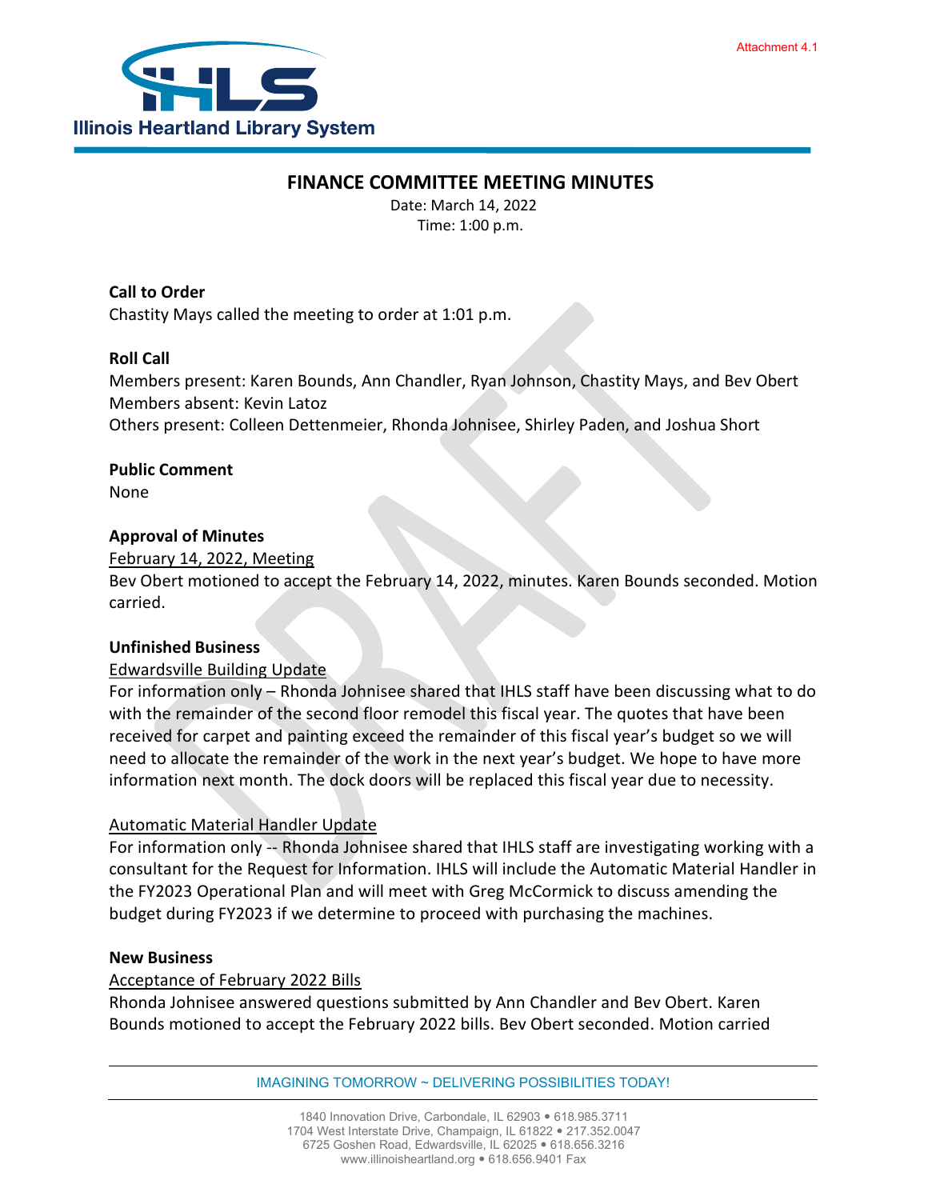Attachment 4.1

Illinois Heartland Library System

# FINANCE COMMITTEE MEETING MINUTES

Date: March 14, 2022
Time: 1:00 p.m.

**Call to Order**
Chastity Mays called the meeting to order at 1:01 p.m.

**Roll Call**
Members present: Karen Bounds, Ann Chandler, Ryan Johnson, Chastity Mays, and Bev Obert
Members absent: Kevin Latoz
Others present: Colleen Dettenmeier, Rhonda Johnisee, Shirley Paden, and Joshua Short

**Public Comment**
None

**Approval of Minutes**
February 14, 2022, Meeting
Bev Obert motioned to accept the February 14, 2022, minutes. Karen Bounds seconded. Motion carried.

**Unfinished Business**
Edwardsville Building Update
For information only – Rhonda Johnisee shared that IHLS staff have been discussing what to do with the remainder of the second floor remodel this fiscal year. The quotes that have been received for carpet and painting exceed the remainder of this fiscal year's budget so we will need to allocate the remainder of the work in the next year's budget. We hope to have more information next month. The dock doors will be replaced this fiscal year due to necessity.

Automatic Material Handler Update
For information only -- Rhonda Johnisee shared that IHLS staff are investigating working with a consultant for the Request for Information. IHLS will include the Automatic Material Handler in the FY2023 Operational Plan and will meet with Greg McCormick to discuss amending the budget during FY2023 if we determine to proceed with purchasing the machines.

**New Business**
Acceptance of February 2022 Bills
Rhonda Johnisee answered questions submitted by Ann Chandler and Bev Obert. Karen Bounds motioned to accept the February 2022 bills. Bev Obert seconded. Motion carried

IMAGINING TOMORROW ~ DELIVERING POSSIBILITIES TODAY!

1840 Innovation Drive, Carbondale, IL 62903 • 618.985.3711
1704 West Interstate Drive, Champaign, IL 61822 • 217.352.0047
6725 Goshen Road, Edwardsville, IL 62025 • 618.656.3216
www.illinoisheartland.org • 618.656.9401 Fax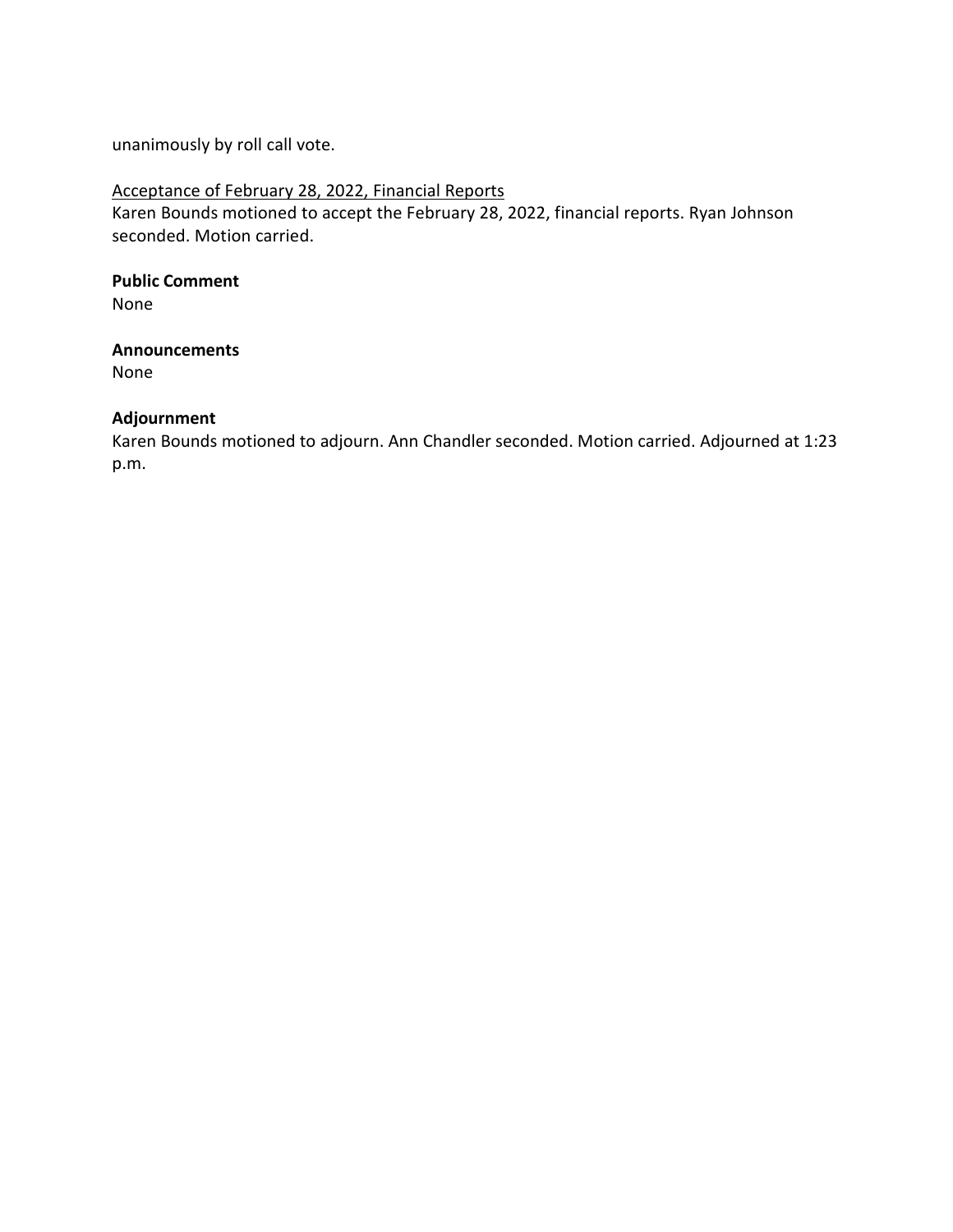unanimously by roll call vote.

<u>Acceptance of February 28, 2022, Financial Reports</u>
Karen Bounds motioned to accept the February 28, 2022, financial reports. Ryan Johnson seconded. Motion carried.

**Public Comment**
None

**Announcements**
None

**Adjournment**
Karen Bounds motioned to adjourn. Ann Chandler seconded. Motion carried. Adjourned at 1:23 p.m.